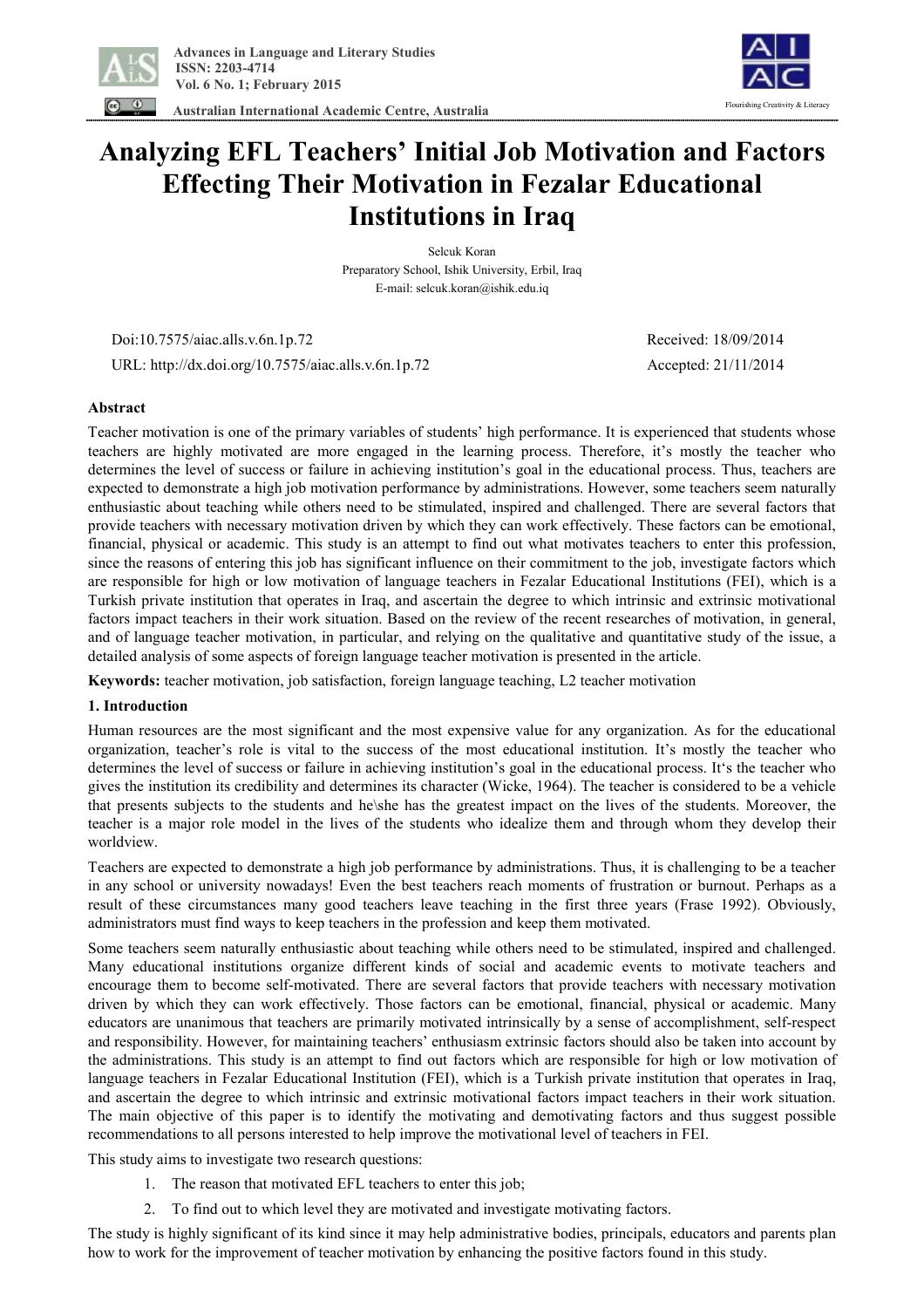# Analyzing EFL Teachers' Initial Job Motivation and Factors Effecting Their Motivation in Fezalar Educational Institutions in Iraq

Selcuk Koran

Preparatory School, Ishik University, Erbil, Iraq

E-mail: selcuk.koran@ishik.edu.iq

Doi:10.7575/aiac.alls.v.6n.1p.72 Received: 18/09/2014

URL: http://dx.doi.org/10.7575/aiac.alls.v.6n.1p.72 Accepted: 21/11/2014

## Abstract

Teacher motivation is one of the primary variables of students' high performance. It is experienced that students whose teachers are highly motivated are more engaged in the learning process. Therefore, it's mostly the teacher who determines the level of success or failure in achieving institution's goal in the educational process. Thus, teachers are expected to demonstrate a high job motivation performance by administrations. However, some teachers seem naturally enthusiastic about teaching while others need to be stimulated, inspired and challenged. There are several factors that provide teachers with necessary motivation driven by which they can work effectively. These factors can be emotional, financial, physical or academic. This study is an attempt to find out what motivates teachers to enter this profession, since the reasons of entering this job has significant influence on their commitment to the job, investigate factors which are responsible for high or low motivation of language teachers in Fezalar Educational Institutions (FEI), which is a Turkish private institution that operates in Iraq, and ascertain the degree to which intrinsic and extrinsic motivational factors impact teachers in their work situation. Based on the review of the recent researches of motivation, in general, and of language teacher motivation, in particular, and relying on the qualitative and quantitative study of the issue, a detailed analysis of some aspects of foreign language teacher motivation is presented in the article.

**Keywords:** teacher motivation, job satisfaction, foreign language teaching, L2 teacher motivation

## 1. Introduction

Human resources are the most significant and the most expensive value for any organization. As for the educational organization, teacher's role is vital to the success of the most educational institution. It's mostly the teacher who determines the level of success or failure in achieving institution's goal in the educational process. It's the teacher who gives the institution its credibility and determines its character (Wicke, 1964). The teacher is considered to be a vehicle that presents subjects to the students and he\she has the greatest impact on the lives of the students. Moreover, the teacher is a major role model in the lives of the students who idealize them and through whom they develop their worldview.

Teachers are expected to demonstrate a high job performance by administrations. Thus, it is challenging to be a teacher in any school or university nowadays! Even the best teachers reach moments of frustration or burnout. Perhaps as a result of these circumstances many good teachers leave teaching in the first three years (Frase 1992). Obviously, administrators must find ways to keep teachers in the profession and keep them motivated.

Some teachers seem naturally enthusiastic about teaching while others need to be stimulated, inspired and challenged. Many educational institutions organize different kinds of social and academic events to motivate teachers and encourage them to become self-motivated. There are several factors that provide teachers with necessary motivation driven by which they can work effectively. Those factors can be emotional, financial, physical or academic. Many educators are unanimous that teachers are primarily motivated intrinsically by a sense of accomplishment, self-respect and responsibility. However, for maintaining teachers' enthusiasm extrinsic factors should also be taken into account by the administrations. This study is an attempt to find out factors which are responsible for high or low motivation of language teachers in Fezalar Educational Institution (FEI), which is a Turkish private institution that operates in Iraq, and ascertain the degree to which intrinsic and extrinsic motivational factors impact teachers in their work situation. The main objective of this paper is to identify the motivating and demotivating factors and thus suggest possible recommendations to all persons interested to help improve the motivational level of teachers in FEI.

This study aims to investigate two research questions:

1. The reason that motivated EFL teachers to enter this job;
2. To find out to which level they are motivated and investigate motivating factors.

The study is highly significant of its kind since it may help administrative bodies, principals, educators and parents plan how to work for the improvement of teacher motivation by enhancing the positive factors found in this study.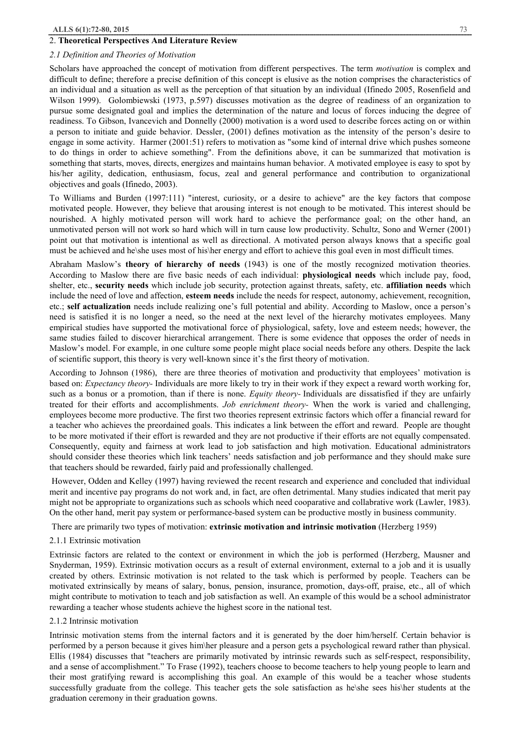## 2. Theoretical Perspectives And Literature Review

### *2.1 Definition and Theories of Motivation*

Scholars have approached the concept of motivation from different perspectives. The term *motivation* is complex and difficult to define; therefore a precise definition of this concept is elusive as the notion comprises the characteristics of an individual and a situation as well as the perception of that situation by an individual (Ifinedo 2005, Rosenfield and Wilson 1999). Golombiewski (1973, p.597) discusses motivation as the degree of readiness of an organization to pursue some designated goal and implies the determination of the nature and locus of forces inducing the degree of readiness. To Gibson, Ivancevich and Donnelly (2000) motivation is a word used to describe forces acting on or within a person to initiate and guide behavior. Dessler, (2001) defines motivation as the intensity of the person's desire to engage in some activity. Harmer (2001:51) refers to motivation as "some kind of internal drive which pushes someone to do things in order to achieve something". From the definitions above, it can be summarized that motivation is something that starts, moves, directs, energizes and maintains human behavior. A motivated employee is easy to spot by his/her agility, dedication, enthusiasm, focus, zeal and general performance and contribution to organizational objectives and goals (Ifinedo, 2003).

To Williams and Burden (1997:111) "interest, curiosity, or a desire to achieve" are the key factors that compose motivated people. However, they believe that arousing interest is not enough to be motivated. This interest should be nourished. A highly motivated person will work hard to achieve the performance goal; on the other hand, an unmotivated person will not work so hard which will in turn cause low productivity. Schultz, Sono and Werner (2001) point out that motivation is intentional as well as directional. A motivated person always knows that a specific goal must be achieved and he\she uses most of his\her energy and effort to achieve this goal even in most difficult times.

Abraham Maslow's **theory of hierarchy of needs** (1943) is one of the mostly recognized motivation theories. According to Maslow there are five basic needs of each individual: **physiological needs** which include pay, food, shelter, etc., **security needs** which include job security, protection against threats, safety, etc. **affiliation needs** which include the need of love and affection, **esteem needs** include the needs for respect, autonomy, achievement, recognition, etc.; **self actualization** needs include realizing one's full potential and ability. According to Maslow, once a person's need is satisfied it is no longer a need, so the need at the next level of the hierarchy motivates employees. Many empirical studies have supported the motivational force of physiological, safety, love and esteem needs; however, the same studies failed to discover hierarchical arrangement. There is some evidence that opposes the order of needs in Maslow's model. For example, in one culture some people might place social needs before any others. Despite the lack of scientific support, this theory is very well-known since it's the first theory of motivation.

According to Johnson (1986), there are three theories of motivation and productivity that employees' motivation is based on: *Expectancy theory-* Individuals are more likely to try in their work if they expect a reward worth working for, such as a bonus or a promotion, than if there is none. *Equity theory-* Individuals are dissatisfied if they are unfairly treated for their efforts and accomplishments. *Job enrichment theory-* When the work is varied and challenging, employees become more productive. The first two theories represent extrinsic factors which offer a financial reward for a teacher who achieves the preordained goals. This indicates a link between the effort and reward. People are thought to be more motivated if their effort is rewarded and they are not productive if their efforts are not equally compensated. Consequently, equity and fairness at work lead to job satisfaction and high motivation. Educational administrators should consider these theories which link teachers' needs satisfaction and job performance and they should make sure that teachers should be rewarded, fairly paid and professionally challenged.

However, Odden and Kelley (1997) having reviewed the recent research and experience and concluded that individual merit and incentive pay programs do not work and, in fact, are often detrimental. Many studies indicated that merit pay might not be appropriate to organizations such as schools which need cooparative and collabrative work (Lawler, 1983). On the other hand, merit pay system or performance-based system can be productive mostly in business community.

There are primarily two types of motivation: **extrinsic motivation and intrinsic motivation** (Herzberg 1959)

#### 2.1.1 Extrinsic motivation

Extrinsic factors are related to the context or environment in which the job is performed (Herzberg, Mausner and Snyderman, 1959). Extrinsic motivation occurs as a result of external environment, external to a job and it is usually created by others. Extrinsic motivation is not related to the task which is performed by people. Teachers can be motivated extrinsically by means of salary, bonus, pension, insurance, promotion, days-off, praise, etc., all of which might contribute to motivation to teach and job satisfaction as well. An example of this would be a school administrator rewarding a teacher whose students achieve the highest score in the national test.

#### 2.1.2 Intrinsic motivation

Intrinsic motivation stems from the internal factors and it is generated by the doer him/herself. Certain behavior is performed by a person because it gives him\her pleasure and a person gets a psychological reward rather than physical. Ellis (1984) discusses that "teachers are primarily motivated by intrinsic rewards such as self-respect, responsibility, and a sense of accomplishment." To Frase (1992), teachers choose to become teachers to help young people to learn and their most gratifying reward is accomplishing this goal. An example of this would be a teacher whose students successfully graduate from the college. This teacher gets the sole satisfaction as he\she sees his\her students at the graduation ceremony in their graduation gowns.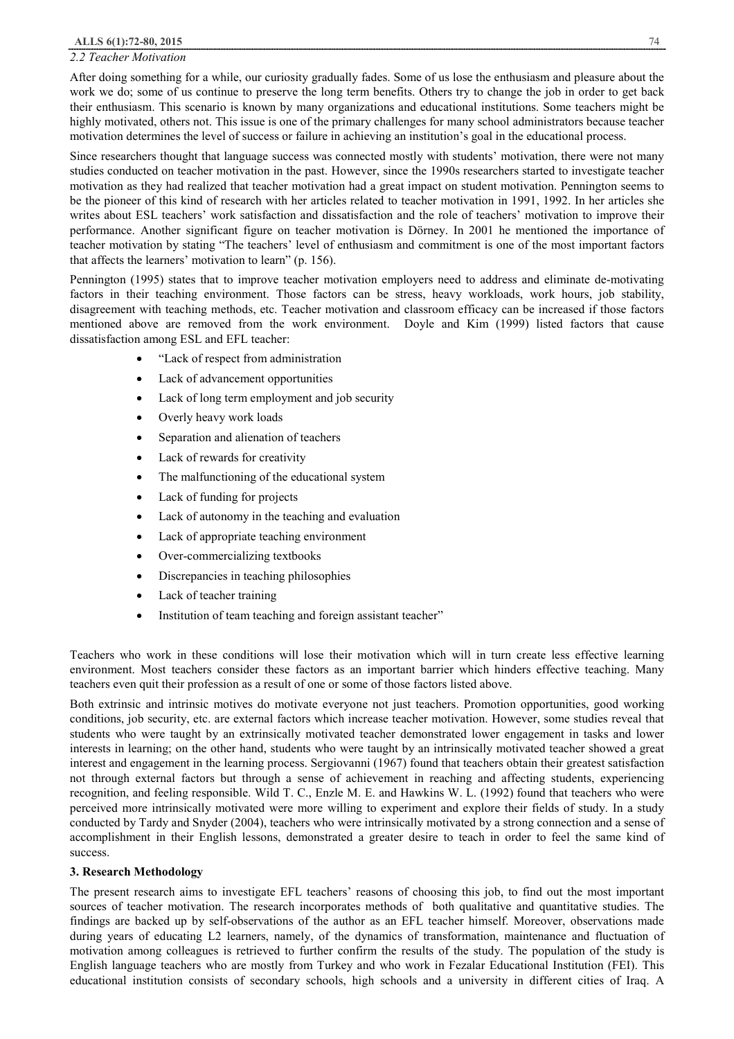### 2.2 Teacher Motivation

After doing something for a while, our curiosity gradually fades. Some of us lose the enthusiasm and pleasure about the work we do; some of us continue to preserve the long term benefits. Others try to change the job in order to get back their enthusiasm. This scenario is known by many organizations and educational institutions. Some teachers might be highly motivated, others not. This issue is one of the primary challenges for many school administrators because teacher motivation determines the level of success or failure in achieving an institution's goal in the educational process.

Since researchers thought that language success was connected mostly with students' motivation, there were not many studies conducted on teacher motivation in the past. However, since the 1990s researchers started to investigate teacher motivation as they had realized that teacher motivation had a great impact on student motivation. Pennington seems to be the pioneer of this kind of research with her articles related to teacher motivation in 1991, 1992. In her articles she writes about ESL teachers' work satisfaction and dissatisfaction and the role of teachers' motivation to improve their performance. Another significant figure on teacher motivation is Dörney. In 2001 he mentioned the importance of teacher motivation by stating "The teachers' level of enthusiasm and commitment is one of the most important factors that affects the learners' motivation to learn" (p. 156).

Pennington (1995) states that to improve teacher motivation employers need to address and eliminate de-motivating factors in their teaching environment. Those factors can be stress, heavy workloads, work hours, job stability, disagreement with teaching methods, etc. Teacher motivation and classroom efficacy can be increased if those factors mentioned above are removed from the work environment. Doyle and Kim (1999) listed factors that cause dissatisfaction among ESL and EFL teacher:

- "Lack of respect from administration
- Lack of advancement opportunities
- Lack of long term employment and job security
- Overly heavy work loads
- Separation and alienation of teachers
- Lack of rewards for creativity
- The malfunctioning of the educational system
- Lack of funding for projects
- Lack of autonomy in the teaching and evaluation
- Lack of appropriate teaching environment
- Over-commercializing textbooks
- Discrepancies in teaching philosophies
- Lack of teacher training
- Institution of team teaching and foreign assistant teacher"

Teachers who work in these conditions will lose their motivation which will in turn create less effective learning environment. Most teachers consider these factors as an important barrier which hinders effective teaching. Many teachers even quit their profession as a result of one or some of those factors listed above.

Both extrinsic and intrinsic motives do motivate everyone not just teachers. Promotion opportunities, good working conditions, job security, etc. are external factors which increase teacher motivation. However, some studies reveal that students who were taught by an extrinsically motivated teacher demonstrated lower engagement in tasks and lower interests in learning; on the other hand, students who were taught by an intrinsically motivated teacher showed a great interest and engagement in the learning process. Sergiovanni (1967) found that teachers obtain their greatest satisfaction not through external factors but through a sense of achievement in reaching and affecting students, experiencing recognition, and feeling responsible. Wild T. C., Enzle M. E. and Hawkins W. L. (1992) found that teachers who were perceived more intrinsically motivated were more willing to experiment and explore their fields of study. In a study conducted by Tardy and Snyder (2004), teachers who were intrinsically motivated by a strong connection and a sense of accomplishment in their English lessons, demonstrated a greater desire to teach in order to feel the same kind of success.

## 3. Research Methodology

The present research aims to investigate EFL teachers' reasons of choosing this job, to find out the most important sources of teacher motivation. The research incorporates methods of both qualitative and quantitative studies. The findings are backed up by self-observations of the author as an EFL teacher himself. Moreover, observations made during years of educating L2 learners, namely, of the dynamics of transformation, maintenance and fluctuation of motivation among colleagues is retrieved to further confirm the results of the study. The population of the study is English language teachers who are mostly from Turkey and who work in Fezalar Educational Institution (FEI). This educational institution consists of secondary schools, high schools and a university in different cities of Iraq. A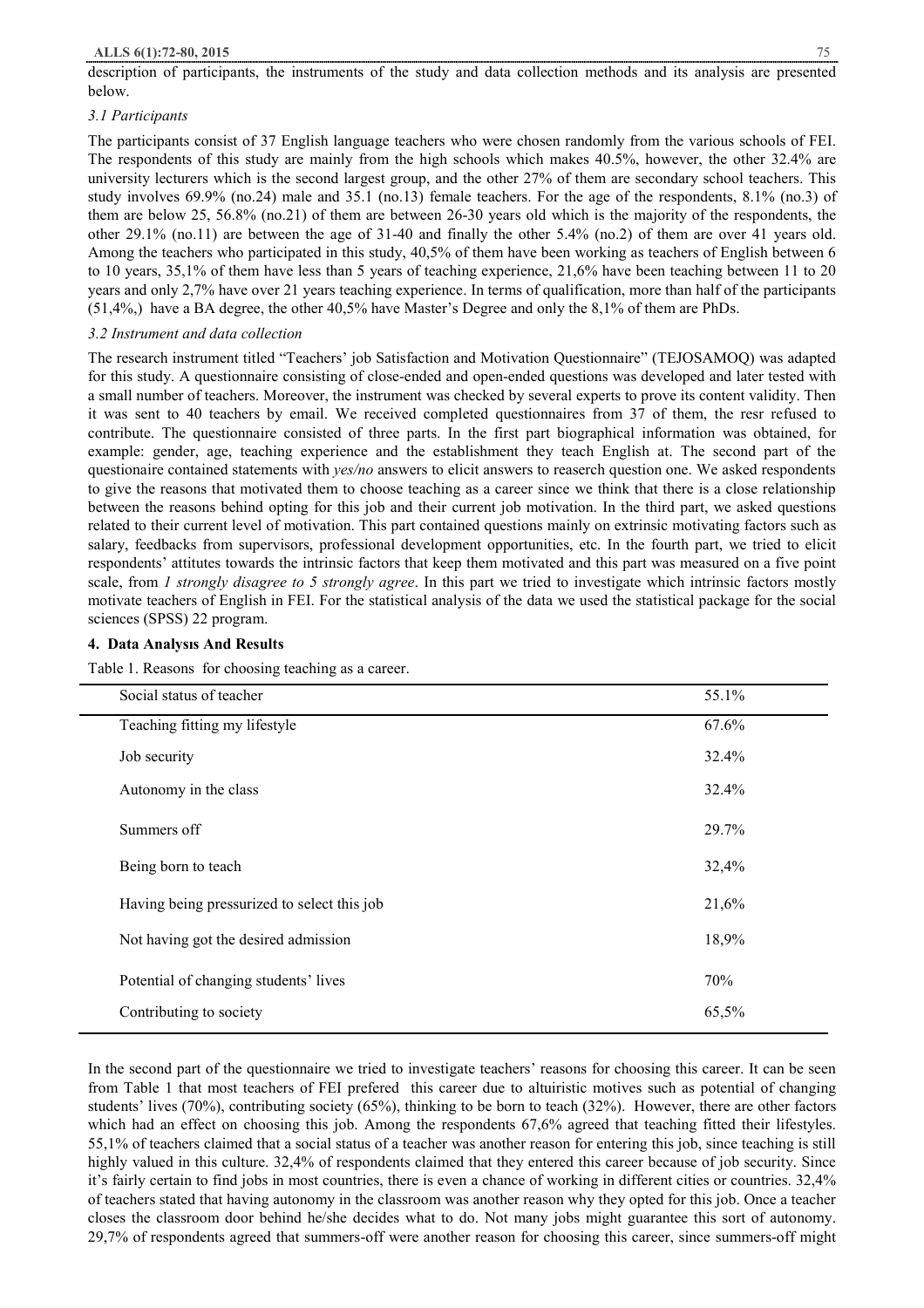description of participants, the instruments of the study and data collection methods and its analysis are presented below.

### *3.1 Participants*

The participants consist of 37 English language teachers who were chosen randomly from the various schools of FEI. The respondents of this study are mainly from the high schools which makes 40.5%, however, the other 32.4% are university lecturers which is the second largest group, and the other 27% of them are secondary school teachers. This study involves 69.9% (no.24) male and 35.1 (no.13) female teachers. For the age of the respondents, 8.1% (no.3) of them are below 25, 56.8% (no.21) of them are between 26-30 years old which is the majority of the respondents, the other 29.1% (no.11) are between the age of 31-40 and finally the other 5.4% (no.2) of them are over 41 years old. Among the teachers who participated in this study, 40,5% of them have been working as teachers of English between 6 to 10 years, 35,1% of them have less than 5 years of teaching experience, 21,6% have been teaching between 11 to 20 years and only 2,7% have over 21 years teaching experience. In terms of qualification, more than half of the participants (51,4%,) have a BA degree, the other 40,5% have Master's Degree and only the 8,1% of them are PhDs.

### *3.2 Instrument and data collection*

The research instrument titled "Teachers' job Satisfaction and Motivation Questionnaire" (TEJOSAMOQ) was adapted for this study. A questionnaire consisting of close-ended and open-ended questions was developed and later tested with a small number of teachers. Moreover, the instrument was checked by several experts to prove its content validity. Then it was sent to 40 teachers by email. We received completed questionnaires from 37 of them, the resr refused to contribute. The questionnaire consisted of three parts. In the first part biographical information was obtained, for example: gender, age, teaching experience and the establishment they teach English at. The second part of the questionaire contained statements with *yes/no* answers to elicit answers to reaserch question one. We asked respondents to give the reasons that motivated them to choose teaching as a career since we think that there is a close relationship between the reasons behind opting for this job and their current job motivation. In the third part, we asked questions related to their current level of motivation. This part contained questions mainly on extrinsic motivating factors such as salary, feedbacks from supervisors, professional development opportunities, etc. In the fourth part, we tried to elicit respondents' attitutes towards the intrinsic factors that keep them motivated and this part was measured on a five point scale, from *1 strongly disagree to 5 strongly agree*. In this part we tried to investigate which intrinsic factors mostly motivate teachers of English in FEI. For the statistical analysis of the data we used the statistical package for the social sciences (SPSS) 22 program.

## **4. Data Analysıs And Results**

Table 1. Reasons for choosing teaching as a career.

| Social status of teacher | 55.1% |
|---|---|
| Teaching fitting my lifestyle | 67.6% |
| Job security | 32.4% |
| Autonomy in the class | 32.4% |
| Summers off | 29.7% |
| Being born to teach | 32,4% |
| Having being pressurized to select this job | 21,6% |
| Not having got the desired admission | 18,9% |
| Potential of changing students' lives | 70% |
| Contributing to society | 65,5% |

In the second part of the questionnaire we tried to investigate teachers' reasons for choosing this career. It can be seen from Table 1 that most teachers of FEI prefered this career due to altuiristic motives such as potential of changing students' lives (70%), contributing society (65%), thinking to be born to teach (32%). However, there are other factors which had an effect on choosing this job. Among the respondents 67,6% agreed that teaching fitted their lifestyles. 55,1% of teachers claimed that a social status of a teacher was another reason for entering this job, since teaching is still highly valued in this culture. 32,4% of respondents claimed that they entered this career because of job security. Since it's fairly certain to find jobs in most countries, there is even a chance of working in different cities or countries. 32,4% of teachers stated that having autonomy in the classroom was another reason why they opted for this job. Once a teacher closes the classroom door behind he/she decides what to do. Not many jobs might guarantee this sort of autonomy. 29,7% of respondents agreed that summers-off were another reason for choosing this career, since summers-off might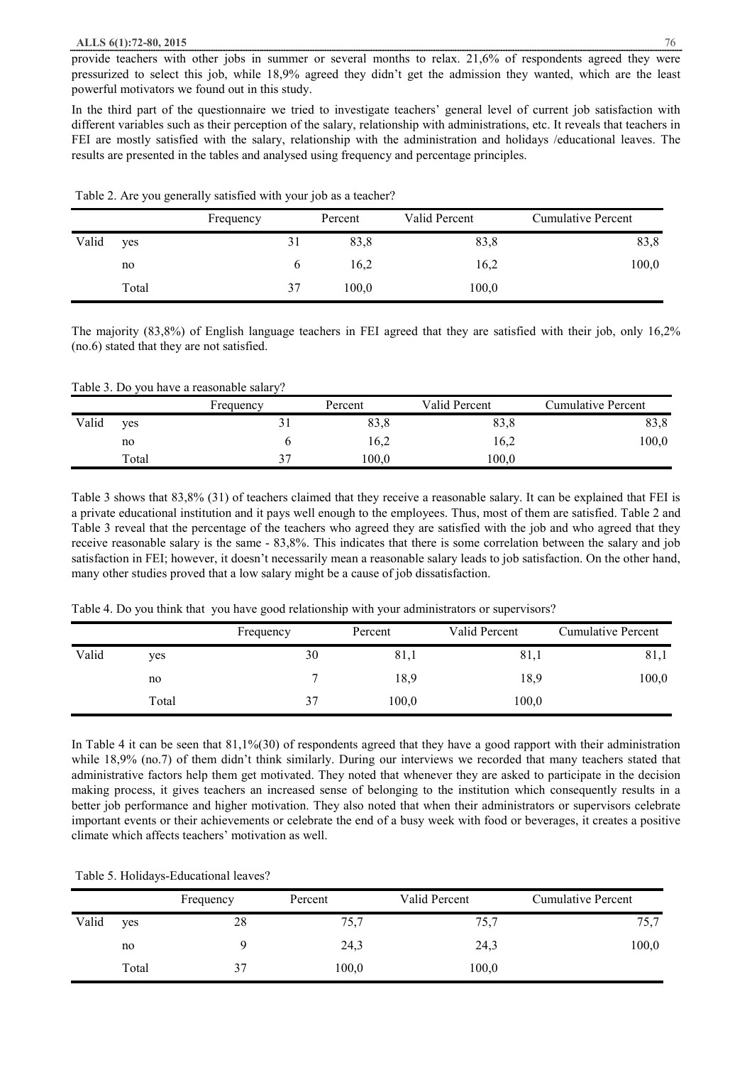provide teachers with other jobs in summer or several months to relax. 21,6% of respondents agreed they were pressurized to select this job, while 18,9% agreed they didn't get the admission they wanted, which are the least powerful motivators we found out in this study.

In the third part of the questionnaire we tried to investigate teachers' general level of current job satisfaction with different variables such as their perception of the salary, relationship with administrations, etc. It reveals that teachers in FEI are mostly satisfied with the salary, relationship with the administration and holidays /educational leaves. The results are presented in the tables and analysed using frequency and percentage principles.

Table 2. Are you generally satisfied with your job as a teacher?

| | | Frequency | Percent | Valid Percent | Cumulative Percent |
|---|---|---|---|---|---|
| Valid | yes | 31 | 83,8 | 83,8 | 83,8 |
| | no | 6 | 16,2 | 16,2 | 100,0 |
| | Total | 37 | 100,0 | 100,0 | |

The majority (83,8%) of English language teachers in FEI agreed that they are satisfied with their job, only 16,2% (no.6) stated that they are not satisfied.

Table 3. Do you have a reasonable salary?

| | | Frequency | Percent | Valid Percent | Cumulative Percent |
|---|---|---|---|---|---|
| Valid | yes | 31 | 83,8 | 83,8 | 83,8 |
| | no | 6 | 16,2 | 16,2 | 100,0 |
| | Total | 37 | 100,0 | 100,0 | |

Table 3 shows that 83,8% (31) of teachers claimed that they receive a reasonable salary. It can be explained that FEI is a private educational institution and it pays well enough to the employees. Thus, most of them are satisfied. Table 2 and Table 3 reveal that the percentage of the teachers who agreed they are satisfied with the job and who agreed that they receive reasonable salary is the same - 83,8%. This indicates that there is some correlation between the salary and job satisfaction in FEI; however, it doesn't necessarily mean a reasonable salary leads to job satisfaction. On the other hand, many other studies proved that a low salary might be a cause of job dissatisfaction.

Table 4. Do you think that you have good relationship with your administrators or supervisors?

| | | Frequency | Percent | Valid Percent | Cumulative Percent |
|---|---|---|---|---|---|
| Valid | yes | 30 | 81,1 | 81,1 | 81,1 |
| | no | 7 | 18,9 | 18,9 | 100,0 |
| | Total | 37 | 100,0 | 100,0 | |

In Table 4 it can be seen that 81,1%(30) of respondents agreed that they have a good rapport with their administration while 18,9% (no.7) of them didn't think similarly. During our interviews we recorded that many teachers stated that administrative factors help them get motivated. They noted that whenever they are asked to participate in the decision making process, it gives teachers an increased sense of belonging to the institution which consequently results in a better job performance and higher motivation. They also noted that when their administrators or supervisors celebrate important events or their achievements or celebrate the end of a busy week with food or beverages, it creates a positive climate which affects teachers' motivation as well.

Table 5. Holidays-Educational leaves?

| | | Frequency | Percent | Valid Percent | Cumulative Percent |
|---|---|---|---|---|---|
| Valid | yes | 28 | 75,7 | 75,7 | 75,7 |
| | no | 9 | 24,3 | 24,3 | 100,0 |
| | Total | 37 | 100,0 | 100,0 | |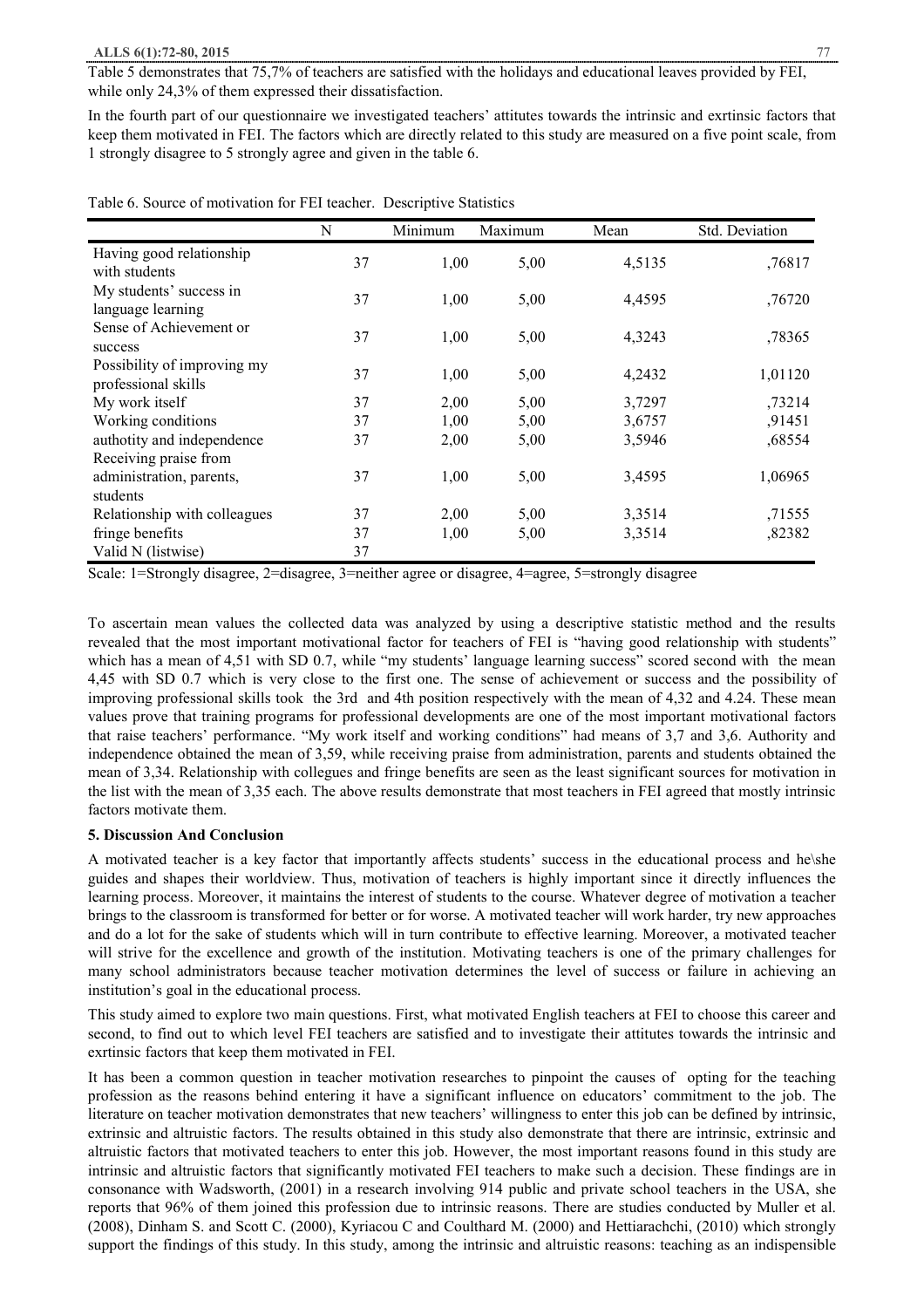Table 5 demonstrates that 75,7% of teachers are satisfied with the holidays and educational leaves provided by FEI, while only 24,3% of them expressed their dissatisfaction.

In the fourth part of our questionnaire we investigated teachers' attitutes towards the intrinsic and exrtinsic factors that keep them motivated in FEI. The factors which are directly related to this study are measured on a five point scale, from 1 strongly disagree to 5 strongly agree and given in the table 6.

Table 6. Source of motivation for FEI teacher. Descriptive Statistics

| | N | Minimum | Maximum | Mean | Std. Deviation |
|---|---|---|---|---|---|
| Having good relationship with students | 37 | 1,00 | 5,00 | 4,5135 | ,76817 |
| My students' success in language learning | 37 | 1,00 | 5,00 | 4,4595 | ,76720 |
| Sense of Achievement or success | 37 | 1,00 | 5,00 | 4,3243 | ,78365 |
| Possibility of improving my professional skills | 37 | 1,00 | 5,00 | 4,2432 | 1,01120 |
| My work itself | 37 | 2,00 | 5,00 | 3,7297 | ,73214 |
| Working conditions | 37 | 1,00 | 5,00 | 3,6757 | ,91451 |
| authotity and independence | 37 | 2,00 | 5,00 | 3,5946 | ,68554 |
| Receiving praise from administration, parents, students | 37 | 1,00 | 5,00 | 3,4595 | 1,06965 |
| Relationship with colleagues | 37 | 2,00 | 5,00 | 3,3514 | ,71555 |
| fringe benefits | 37 | 1,00 | 5,00 | 3,3514 | ,82382 |
| Valid N (listwise) | 37 | | | | |

Scale: 1=Strongly disagree, 2=disagree, 3=neither agree or disagree, 4=agree, 5=strongly disagree

To ascertain mean values the collected data was analyzed by using a descriptive statistic method and the results revealed that the most important motivational factor for teachers of FEI is "having good relationship with students" which has a mean of 4,51 with SD 0.7, while "my students' language learning success" scored second with the mean 4,45 with SD 0.7 which is very close to the first one. The sense of achievement or success and the possibility of improving professional skills took the 3rd and 4th position respectively with the mean of 4,32 and 4.24. These mean values prove that training programs for professional developments are one of the most important motivational factors that raise teachers' performance. "My work itself and working conditions" had means of 3,7 and 3,6. Authority and independence obtained the mean of 3,59, while receiving praise from administration, parents and students obtained the mean of 3,34. Relationship with collegues and fringe benefits are seen as the least significant sources for motivation in the list with the mean of 3,35 each. The above results demonstrate that most teachers in FEI agreed that mostly intrinsic factors motivate them.

## 5. Discussion And Conclusion

A motivated teacher is a key factor that importantly affects students' success in the educational process and he\she guides and shapes their worldview. Thus, motivation of teachers is highly important since it directly influences the learning process. Moreover, it maintains the interest of students to the course. Whatever degree of motivation a teacher brings to the classroom is transformed for better or for worse. A motivated teacher will work harder, try new approaches and do a lot for the sake of students which will in turn contribute to effective learning. Moreover, a motivated teacher will strive for the excellence and growth of the institution. Motivating teachers is one of the primary challenges for many school administrators because teacher motivation determines the level of success or failure in achieving an institution's goal in the educational process.

This study aimed to explore two main questions. First, what motivated English teachers at FEI to choose this career and second, to find out to which level FEI teachers are satisfied and to investigate their attitutes towards the intrinsic and exrtinsic factors that keep them motivated in FEI.

It has been a common question in teacher motivation researches to pinpoint the causes of opting for the teaching profession as the reasons behind entering it have a significant influence on educators' commitment to the job. The literature on teacher motivation demonstrates that new teachers' willingness to enter this job can be defined by intrinsic, extrinsic and altruistic factors. The results obtained in this study also demonstrate that there are intrinsic, extrinsic and altruistic factors that motivated teachers to enter this job. However, the most important reasons found in this study are intrinsic and altruistic factors that significantly motivated FEI teachers to make such a decision. These findings are in consonance with Wadsworth, (2001) in a research involving 914 public and private school teachers in the USA, she reports that 96% of them joined this profession due to intrinsic reasons. There are studies conducted by Muller et al. (2008), Dinham S. and Scott C. (2000), Kyriacou C and Coulthard M. (2000) and Hettiarachchi, (2010) which strongly support the findings of this study. In this study, among the intrinsic and altruistic reasons: teaching as an indispensable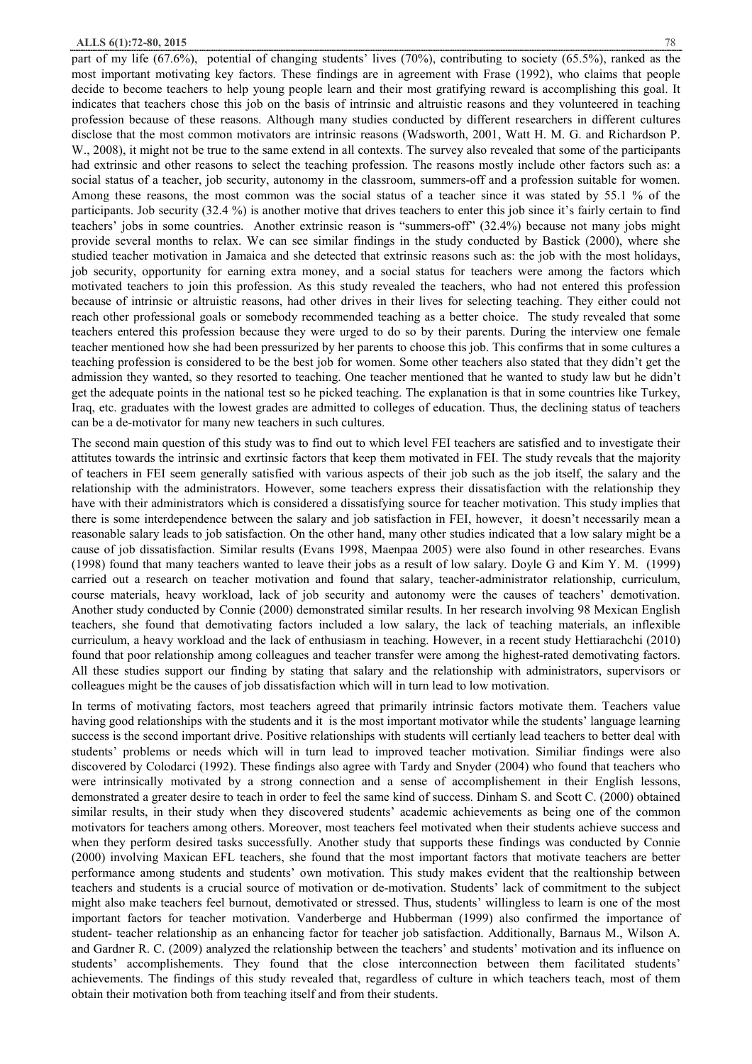part of my life (67.6%), potential of changing students' lives (70%), contributing to society (65.5%), ranked as the most important motivating key factors. These findings are in agreement with Frase (1992), who claims that people decide to become teachers to help young people learn and their most gratifying reward is accomplishing this goal. It indicates that teachers chose this job on the basis of intrinsic and altruistic reasons and they volunteered in teaching profession because of these reasons. Although many studies conducted by different researchers in different cultures disclose that the most common motivators are intrinsic reasons (Wadsworth, 2001, Watt H. M. G. and Richardson P. W., 2008), it might not be true to the same extend in all contexts. The survey also revealed that some of the participants had extrinsic and other reasons to select the teaching profession. The reasons mostly include other factors such as: a social status of a teacher, job security, autonomy in the classroom, summers-off and a profession suitable for women. Among these reasons, the most common was the social status of a teacher since it was stated by 55.1 % of the participants. Job security (32.4 %) is another motive that drives teachers to enter this job since it's fairly certain to find teachers' jobs in some countries. Another extrinsic reason is "summers-off" (32.4%) because not many jobs might provide several months to relax. We can see similar findings in the study conducted by Bastick (2000), where she studied teacher motivation in Jamaica and she detected that extrinsic reasons such as: the job with the most holidays, job security, opportunity for earning extra money, and a social status for teachers were among the factors which motivated teachers to join this profession. As this study revealed the teachers, who had not entered this profession because of intrinsic or altruistic reasons, had other drives in their lives for selecting teaching. They either could not reach other professional goals or somebody recommended teaching as a better choice. The study revealed that some teachers entered this profession because they were urged to do so by their parents. During the interview one female teacher mentioned how she had been pressurized by her parents to choose this job. This confirms that in some cultures a teaching profession is considered to be the best job for women. Some other teachers also stated that they didn't get the admission they wanted, so they resorted to teaching. One teacher mentioned that he wanted to study law but he didn't get the adequate points in the national test so he picked teaching. The explanation is that in some countries like Turkey, Iraq, etc. graduates with the lowest grades are admitted to colleges of education. Thus, the declining status of teachers can be a de-motivator for many new teachers in such cultures.

The second main question of this study was to find out to which level FEI teachers are satisfied and to investigate their attitutes towards the intrinsic and exrtinsic factors that keep them motivated in FEI. The study reveals that the majority of teachers in FEI seem generally satisfied with various aspects of their job such as the job itself, the salary and the relationship with the administrators. However, some teachers express their dissatisfaction with the relationship they have with their administrators which is considered a dissatisfying source for teacher motivation. This study implies that there is some interdependence between the salary and job satisfaction in FEI, however, it doesn't necessarily mean a reasonable salary leads to job satisfaction. On the other hand, many other studies indicated that a low salary might be a cause of job dissatisfaction. Similar results (Evans 1998, Maenpaa 2005) were also found in other researches. Evans (1998) found that many teachers wanted to leave their jobs as a result of low salary. Doyle G and Kim Y. M. (1999) carried out a research on teacher motivation and found that salary, teacher-administrator relationship, curriculum, course materials, heavy workload, lack of job security and autonomy were the causes of teachers' demotivation. Another study conducted by Connie (2000) demonstrated similar results. In her research involving 98 Mexican English teachers, she found that demotivating factors included a low salary, the lack of teaching materials, an inflexible curriculum, a heavy workload and the lack of enthusiasm in teaching. However, in a recent study Hettiarachchi (2010) found that poor relationship among colleagues and teacher transfer were among the highest-rated demotivating factors. All these studies support our finding by stating that salary and the relationship with administrators, supervisors or colleagues might be the causes of job dissatisfaction which will in turn lead to low motivation.

In terms of motivating factors, most teachers agreed that primarily intrinsic factors motivate them. Teachers value having good relationships with the students and it is the most important motivator while the students' language learning success is the second important drive. Positive relationships with students will certianly lead teachers to better deal with students' problems or needs which will in turn lead to improved teacher motivation. Similiar findings were also discovered by Colodarci (1992). These findings also agree with Tardy and Snyder (2004) who found that teachers who were intrinsically motivated by a strong connection and a sense of accomplishement in their English lessons, demonstrated a greater desire to teach in order to feel the same kind of success. Dinham S. and Scott C. (2000) obtained similar results, in their study when they discovered students' academic achievements as being one of the common motivators for teachers among others. Moreover, most teachers feel motivated when their students achieve success and when they perform desired tasks successfully. Another study that supports these findings was conducted by Connie (2000) involving Maxican EFL teachers, she found that the most important factors that motivate teachers are better performance among students and students' own motivation. This study makes evident that the realtionship between teachers and students is a crucial source of motivation or de-motivation. Students' lack of commitment to the subject might also make teachers feel burnout, demotivated or stressed. Thus, students' willingless to learn is one of the most important factors for teacher motivation. Vanderberge and Hubberman (1999) also confirmed the importance of student- teacher relationship as an enhancing factor for teacher job satisfaction. Additionally, Barnaus M., Wilson A. and Gardner R. C. (2009) analyzed the relationship between the teachers' and students' motivation and its influence on students' accomplishements. They found that the close interconnection between them facilitated students' achievements. The findings of this study revealed that, regardless of culture in which teachers teach, most of them obtain their motivation both from teaching itself and from their students.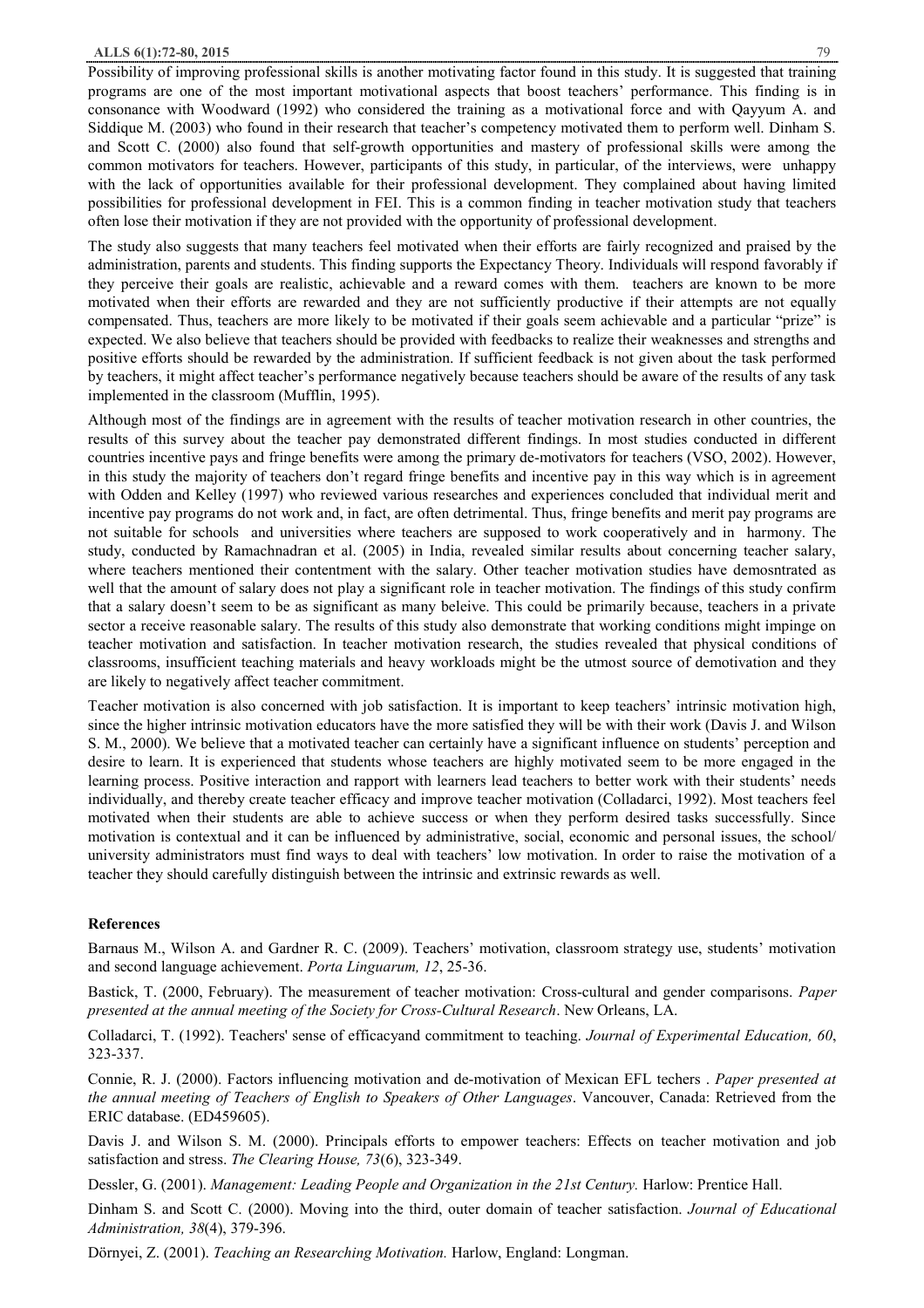Possibility of improving professional skills is another motivating factor found in this study. It is suggested that training programs are one of the most important motivational aspects that boost teachers' performance. This finding is in consonance with Woodward (1992) who considered the training as a motivational force and with Qayyum A. and Siddique M. (2003) who found in their research that teacher's competency motivated them to perform well. Dinham S. and Scott C. (2000) also found that self-growth opportunities and mastery of professional skills were among the common motivators for teachers. However, participants of this study, in particular, of the interviews, were unhappy with the lack of opportunities available for their professional development. They complained about having limited possibilities for professional development in FEI. This is a common finding in teacher motivation study that teachers often lose their motivation if they are not provided with the opportunity of professional development.

The study also suggests that many teachers feel motivated when their efforts are fairly recognized and praised by the administration, parents and students. This finding supports the Expectancy Theory. Individuals will respond favorably if they perceive their goals are realistic, achievable and a reward comes with them. teachers are known to be more motivated when their efforts are rewarded and they are not sufficiently productive if their attempts are not equally compensated. Thus, teachers are more likely to be motivated if their goals seem achievable and a particular "prize" is expected. We also believe that teachers should be provided with feedbacks to realize their weaknesses and strengths and positive efforts should be rewarded by the administration. If sufficient feedback is not given about the task performed by teachers, it might affect teacher's performance negatively because teachers should be aware of the results of any task implemented in the classroom (Mufflin, 1995).

Although most of the findings are in agreement with the results of teacher motivation research in other countries, the results of this survey about the teacher pay demonstrated different findings. In most studies conducted in different countries incentive pays and fringe benefits were among the primary de-motivators for teachers (VSO, 2002). However, in this study the majority of teachers don't regard fringe benefits and incentive pay in this way which is in agreement with Odden and Kelley (1997) who reviewed various researches and experiences concluded that individual merit and incentive pay programs do not work and, in fact, are often detrimental. Thus, fringe benefits and merit pay programs are not suitable for schools and universities where teachers are supposed to work cooperatively and in harmony. The study, conducted by Ramachnadran et al. (2005) in India, revealed similar results about concerning teacher salary, where teachers mentioned their contentment with the salary. Other teacher motivation studies have demosntrated as well that the amount of salary does not play a significant role in teacher motivation. The findings of this study confirm that a salary doesn't seem to be as significant as many beleive. This could be primarily because, teachers in a private sector a receive reasonable salary. The results of this study also demonstrate that working conditions might impinge on teacher motivation and satisfaction. In teacher motivation research, the studies revealed that physical conditions of classrooms, insufficient teaching materials and heavy workloads might be the utmost source of demotivation and they are likely to negatively affect teacher commitment.

Teacher motivation is also concerned with job satisfaction. It is important to keep teachers' intrinsic motivation high, since the higher intrinsic motivation educators have the more satisfied they will be with their work (Davis J. and Wilson S. M., 2000). We believe that a motivated teacher can certainly have a significant influence on students' perception and desire to learn. It is experienced that students whose teachers are highly motivated seem to be more engaged in the learning process. Positive interaction and rapport with learners lead teachers to better work with their students' needs individually, and thereby create teacher efficacy and improve teacher motivation (Colladarci, 1992). Most teachers feel motivated when their students are able to achieve success or when they perform desired tasks successfully. Since motivation is contextual and it can be influenced by administrative, social, economic and personal issues, the school/ university administrators must find ways to deal with teachers' low motivation. In order to raise the motivation of a teacher they should carefully distinguish between the intrinsic and extrinsic rewards as well.

## References

Barnaus M., Wilson A. and Gardner R. C. (2009). Teachers' motivation, classroom strategy use, students' motivation and second language achievement. *Porta Linguarum, 12*, 25-36.

Bastick, T. (2000, February). The measurement of teacher motivation: Cross-cultural and gender comparisons. *Paper presented at the annual meeting of the Society for Cross-Cultural Research*. New Orleans, LA.

Colladarci, T. (1992). Teachers' sense of efficacyand commitment to teaching. *Journal of Experimental Education, 60*, 323-337.

Connie, R. J. (2000). Factors influencing motivation and de-motivation of Mexican EFL techers . *Paper presented at the annual meeting of Teachers of English to Speakers of Other Languages*. Vancouver, Canada: Retrieved from the ERIC database. (ED459605).

Davis J. and Wilson S. M. (2000). Principals efforts to empower teachers: Effects on teacher motivation and job satisfaction and stress. *The Clearing House, 73*(6), 323-349.

Dessler, G. (2001). *Management: Leading People and Organization in the 21st Century.* Harlow: Prentice Hall.

Dinham S. and Scott C. (2000). Moving into the third, outer domain of teacher satisfaction. *Journal of Educational Administration, 38*(4), 379-396.

Dörnyei, Z. (2001). *Teaching an Researching Motivation.* Harlow, England: Longman.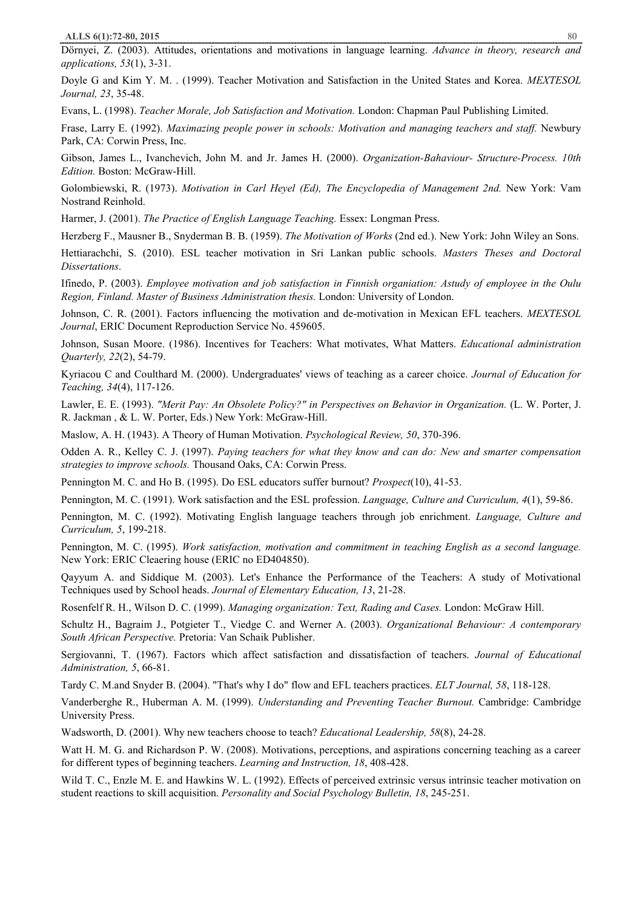Dörnyei, Z. (2003). Attitudes, orientations and motivations in language learning. *Advance in theory, research and applications, 53*(1), 3-31.

Doyle G and Kim Y. M. . (1999). Teacher Motivation and Satisfaction in the United States and Korea. *MEXTESOL Journal, 23*, 35-48.

Evans, L. (1998). *Teacher Morale, Job Satisfaction and Motivation.* London: Chapman Paul Publishing Limited.

Frase, Larry E. (1992). *Maximazing people power in schools: Motivation and managing teachers and staff.* Newbury Park, CA: Corwin Press, Inc.

Gibson, James L., Ivanchevich, John M. and Jr. James H. (2000). *Organization-Bahaviour- Structure-Process. 10th Edition.* Boston: McGraw-Hill.

Golombiewski, R. (1973). *Motivation in Carl Heyel (Ed), The Encyclopedia of Management 2nd.* New York: Vam Nostrand Reinhold.

Harmer, J. (2001). *The Practice of English Language Teaching.* Essex: Longman Press.

Herzberg F., Mausner B., Snyderman B. B. (1959). *The Motivation of Works* (2nd ed.). New York: John Wiley an Sons.

Hettiarachchi, S. (2010). ESL teacher motivation in Sri Lankan public schools. *Masters Theses and Doctoral Dissertations*.

Ifinedo, P. (2003). *Employee motivation and job satisfaction in Finnish organiation: Astudy of employee in the Oulu Region, Finland. Master of Business Administration thesis.* London: University of London.

Johnson, C. R. (2001). Factors influencing the motivation and de-motivation in Mexican EFL teachers. *MEXTESOL Journal*, ERIC Document Reproduction Service No. 459605.

Johnson, Susan Moore. (1986). Incentives for Teachers: What motivates, What Matters. *Educational administration Quarterly, 22*(2), 54-79.

Kyriacou C and Coulthard M. (2000). Undergraduates' views of teaching as a career choice. *Journal of Education for Teaching, 34*(4), 117-126.

Lawler, E. E. (1993). *"Merit Pay: An Obsolete Policy?" in Perspectives on Behavior in Organization.* (L. W. Porter, J. R. Jackman , & L. W. Porter, Eds.) New York: McGraw-Hill.

Maslow, A. H. (1943). A Theory of Human Motivation. *Psychological Review, 50*, 370-396.

Odden A. R., Kelley C. J. (1997). *Paying teachers for what they know and can do: New and smarter compensation strategies to improve schools.* Thousand Oaks, CA: Corwin Press.

Pennington M. C. and Ho B. (1995). Do ESL educators suffer burnout? *Prospect*(10), 41-53.

Pennington, M. C. (1991). Work satisfaction and the ESL profession. *Language, Culture and Curriculum, 4*(1), 59-86.

Pennington, M. C. (1992). Motivating English language teachers through job enrichment. *Language, Culture and Curriculum, 5*, 199-218.

Pennington, M. C. (1995). *Work satisfaction, motivation and commitment in teaching English as a second language.* New York: ERIC Cleaering house (ERIC no ED404850).

Qayyum A. and Siddique M. (2003). Let's Enhance the Performance of the Teachers: A study of Motivational Techniques used by School heads. *Journal of Elementary Education, 13*, 21-28.

Rosenfelf R. H., Wilson D. C. (1999). *Managing organization: Text, Rading and Cases.* London: McGraw Hill.

Schultz H., Bagraim J., Potgieter T., Viedge C. and Werner A. (2003). *Organizational Behaviour: A contemporary South African Perspective.* Pretoria: Van Schaik Publisher.

Sergiovanni, T. (1967). Factors which affect satisfaction and dissatisfaction of teachers. *Journal of Educational Administration, 5*, 66-81.

Tardy C. M.and Snyder B. (2004). "That's why I do" flow and EFL teachers practices. *ELT Journal, 58*, 118-128.

Vanderberghe R., Huberman A. M. (1999). *Understanding and Preventing Teacher Burnout.* Cambridge: Cambridge University Press.

Wadsworth, D. (2001). Why new teachers choose to teach? *Educational Leadership, 58*(8), 24-28.

Watt H. M. G. and Richardson P. W. (2008). Motivations, perceptions, and aspirations concerning teaching as a career for different types of beginning teachers. *Learning and Instruction, 18*, 408-428.

Wild T. C., Enzle M. E. and Hawkins W. L. (1992). Effects of perceived extrinsic versus intrinsic teacher motivation on student reactions to skill acquisition. *Personality and Social Psychology Bulletin, 18*, 245-251.